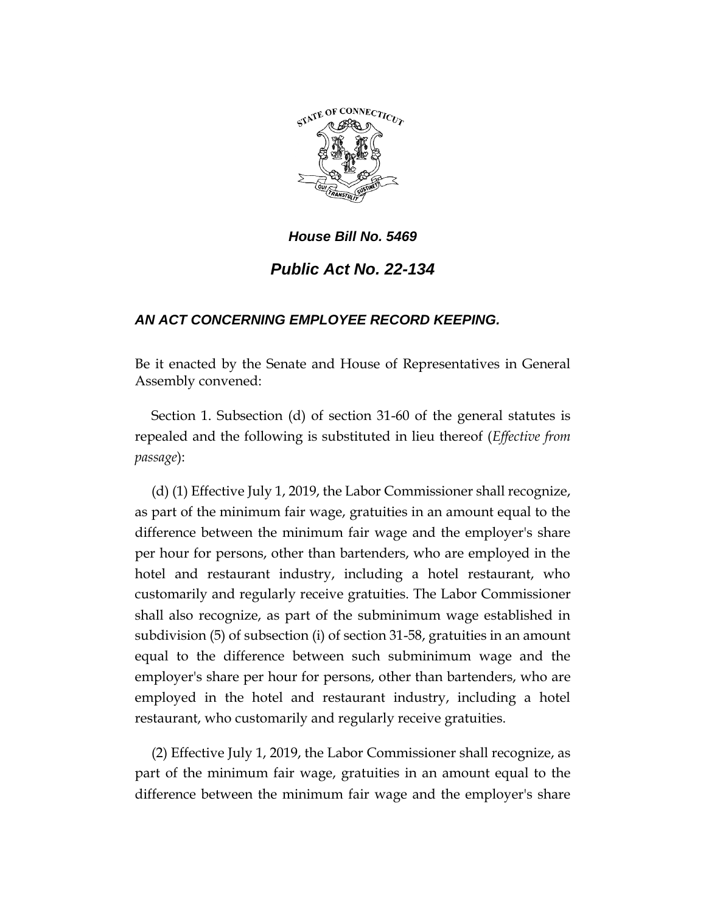*House Bill No. 5469*

# *Public Act No. 22-134*

## *AN ACT CONCERNING EMPLOYEE RECORD KEEPING.*

Be it enacted by the Senate and House of Representatives in General Assembly convened:

Section 1. Subsection (d) of section 31-60 of the general statutes is repealed and the following is substituted in lieu thereof (*Effective from passage*):

(d) (1) Effective July 1, 2019, the Labor Commissioner shall recognize, as part of the minimum fair wage, gratuities in an amount equal to the difference between the minimum fair wage and the employer's share per hour for persons, other than bartenders, who are employed in the hotel and restaurant industry, including a hotel restaurant, who customarily and regularly receive gratuities. The Labor Commissioner shall also recognize, as part of the subminimum wage established in subdivision (5) of subsection (i) of section 31-58, gratuities in an amount equal to the difference between such subminimum wage and the employer's share per hour for persons, other than bartenders, who are employed in the hotel and restaurant industry, including a hotel restaurant, who customarily and regularly receive gratuities.

(2) Effective July 1, 2019, the Labor Commissioner shall recognize, as part of the minimum fair wage, gratuities in an amount equal to the difference between the minimum fair wage and the employer's share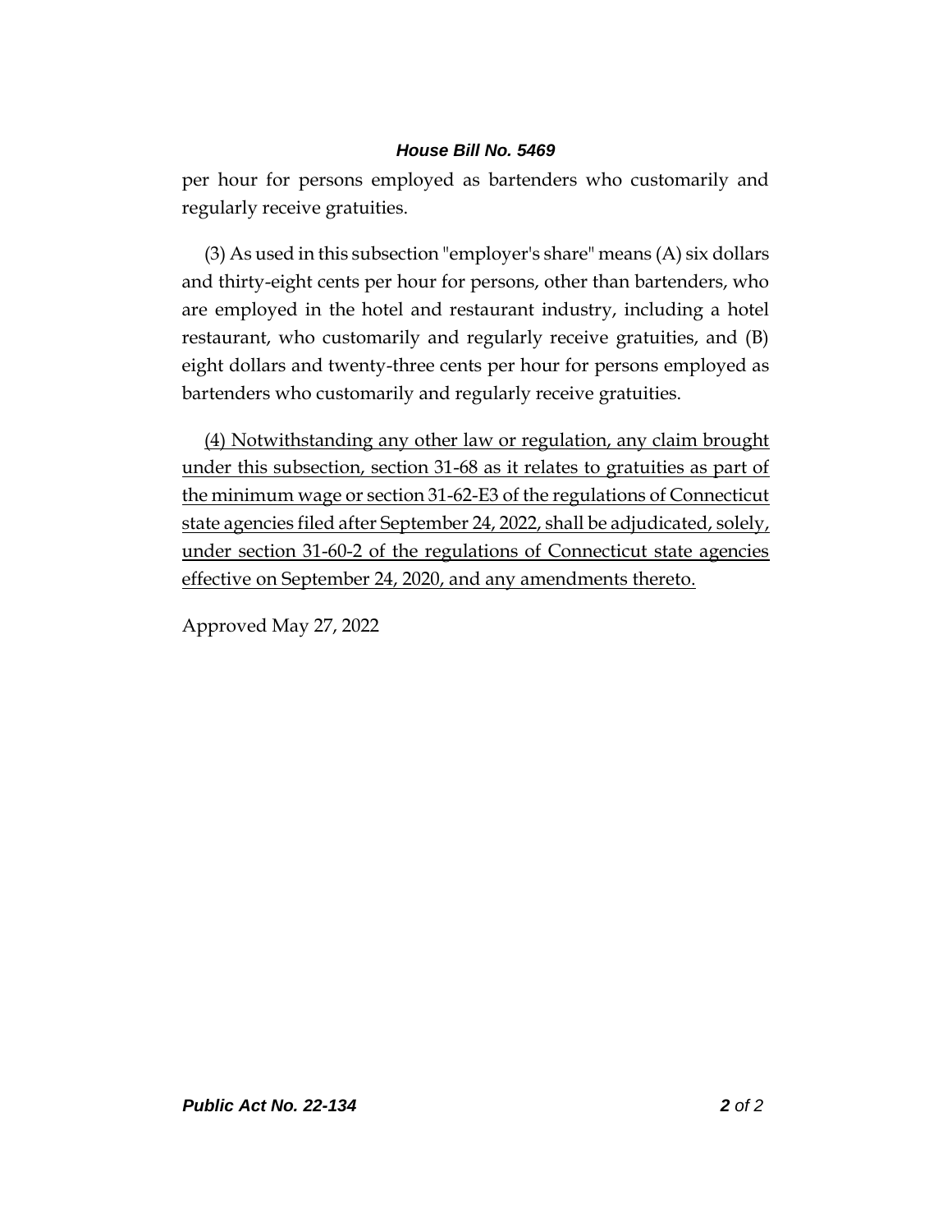per hour for persons employed as bartenders who customarily and regularly receive gratuities.

(3) As used in this subsection "employer's share" means (A) six dollars and thirty-eight cents per hour for persons, other than bartenders, who are employed in the hotel and restaurant industry, including a hotel restaurant, who customarily and regularly receive gratuities, and (B) eight dollars and twenty-three cents per hour for persons employed as bartenders who customarily and regularly receive gratuities.

<u>(4) Notwithstanding any other law or regulation, any claim brought under this subsection, section 31-68 as it relates to gratuities as part of the minimum wage or section 31-62-E3 of the regulations of Connecticut state agencies filed after September 24, 2022, shall be adjudicated, solely, under section 31-60-2 of the regulations of Connecticut state agencies effective on September 24, 2020, and any amendments thereto.</u>

Approved May 27, 2022